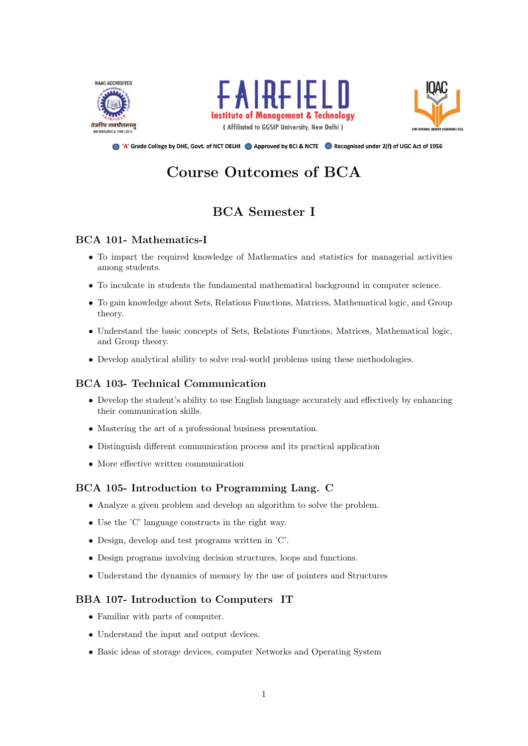FAIRFIELD
Institute of Management & Technology
( Affiliated to GGSIP University, New Delhi )

'A' Grade College by DHE, Govt. of NCT DELHI · Approved by BCI & NCTE · Recognised under 2(f) of UGC Act of 1956

# Course Outcomes of BCA

## BCA Semester I

### BCA 101- Mathematics-I

- To impart the required knowledge of Mathematics and statistics for managerial activities among students.
- To inculcate in students the fundamental mathematical background in computer science.
- To gain knowledge about Sets, Relations Functions, Matrices, Mathematical logic, and Group theory.
- Understand the basic concepts of Sets, Relations Functions, Matrices, Mathematical logic, and Group theory.
- Develop analytical ability to solve real-world problems using these methodologies.

### BCA 103- Technical Communication

- Develop the student's ability to use English language accurately and effectively by enhancing their communication skills.
- Mastering the art of a professional business presentation.
- Distinguish different communication process and its practical application
- More effective written communication

### BCA 105- Introduction to Programming Lang. C

- Analyze a given problem and develop an algorithm to solve the problem.
- Use the 'C' language constructs in the right way.
- Design, develop and test programs written in 'C'.
- Design programs involving decision structures, loops and functions.
- Understand the dynamics of memory by the use of pointers and Structures

### BBA 107- Introduction to Computers IT

- Familiar with parts of computer.
- Understand the input and output devices.
- Basic ideas of storage devices, computer Networks and Operating System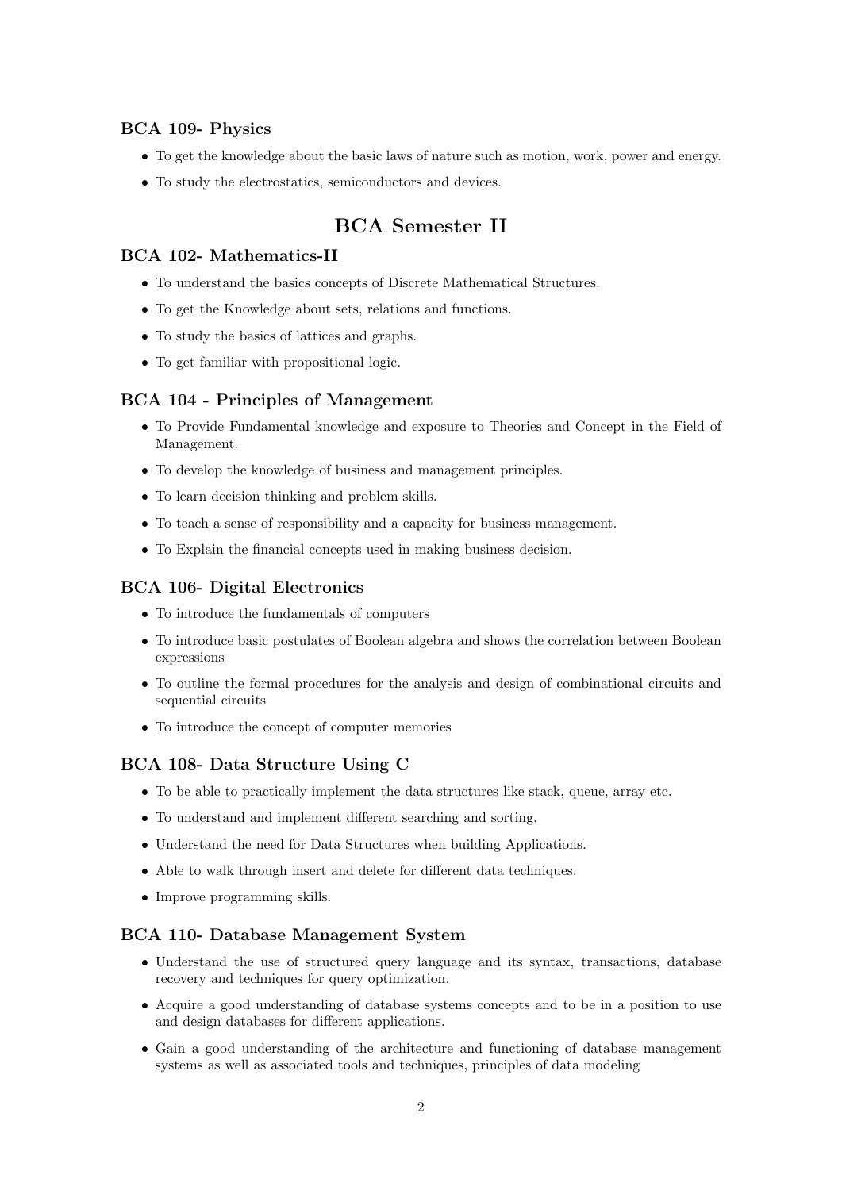### BCA 109- Physics

- To get the knowledge about the basic laws of nature such as motion, work, power and energy.
- To study the electrostatics, semiconductors and devices.

## BCA Semester II

### BCA 102- Mathematics-II

- To understand the basics concepts of Discrete Mathematical Structures.
- To get the Knowledge about sets, relations and functions.
- To study the basics of lattices and graphs.
- To get familiar with propositional logic.

### BCA 104 - Principles of Management

- To Provide Fundamental knowledge and exposure to Theories and Concept in the Field of Management.
- To develop the knowledge of business and management principles.
- To learn decision thinking and problem skills.
- To teach a sense of responsibility and a capacity for business management.
- To Explain the financial concepts used in making business decision.

### BCA 106- Digital Electronics

- To introduce the fundamentals of computers
- To introduce basic postulates of Boolean algebra and shows the correlation between Boolean expressions
- To outline the formal procedures for the analysis and design of combinational circuits and sequential circuits
- To introduce the concept of computer memories

### BCA 108- Data Structure Using C

- To be able to practically implement the data structures like stack, queue, array etc.
- To understand and implement different searching and sorting.
- Understand the need for Data Structures when building Applications.
- Able to walk through insert and delete for different data techniques.
- Improve programming skills.

### BCA 110- Database Management System

- Understand the use of structured query language and its syntax, transactions, database recovery and techniques for query optimization.
- Acquire a good understanding of database systems concepts and to be in a position to use and design databases for different applications.
- Gain a good understanding of the architecture and functioning of database management systems as well as associated tools and techniques, principles of data modeling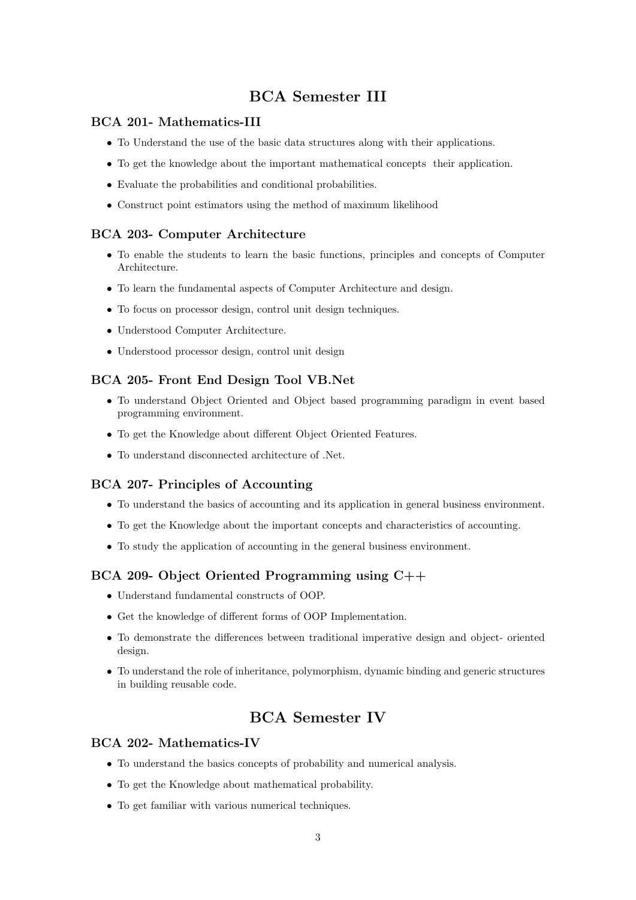## BCA Semester III

### BCA 201- Mathematics-III

- To Understand the use of the basic data structures along with their applications.
- To get the knowledge about the important mathematical concepts their application.
- Evaluate the probabilities and conditional probabilities.
- Construct point estimators using the method of maximum likelihood

### BCA 203- Computer Architecture

- To enable the students to learn the basic functions, principles and concepts of Computer Architecture.
- To learn the fundamental aspects of Computer Architecture and design.
- To focus on processor design, control unit design techniques.
- Understood Computer Architecture.
- Understood processor design, control unit design

### BCA 205- Front End Design Tool VB.Net

- To understand Object Oriented and Object based programming paradigm in event based programming environment.
- To get the Knowledge about different Object Oriented Features.
- To understand disconnected architecture of .Net.

### BCA 207- Principles of Accounting

- To understand the basics of accounting and its application in general business environment.
- To get the Knowledge about the important concepts and characteristics of accounting.
- To study the application of accounting in the general business environment.

### BCA 209- Object Oriented Programming using C++

- Understand fundamental constructs of OOP.
- Get the knowledge of different forms of OOP Implementation.
- To demonstrate the differences between traditional imperative design and object- oriented design.
- To understand the role of inheritance, polymorphism, dynamic binding and generic structures in building reusable code.

## BCA Semester IV

### BCA 202- Mathematics-IV

- To understand the basics concepts of probability and numerical analysis.
- To get the Knowledge about mathematical probability.
- To get familiar with various numerical techniques.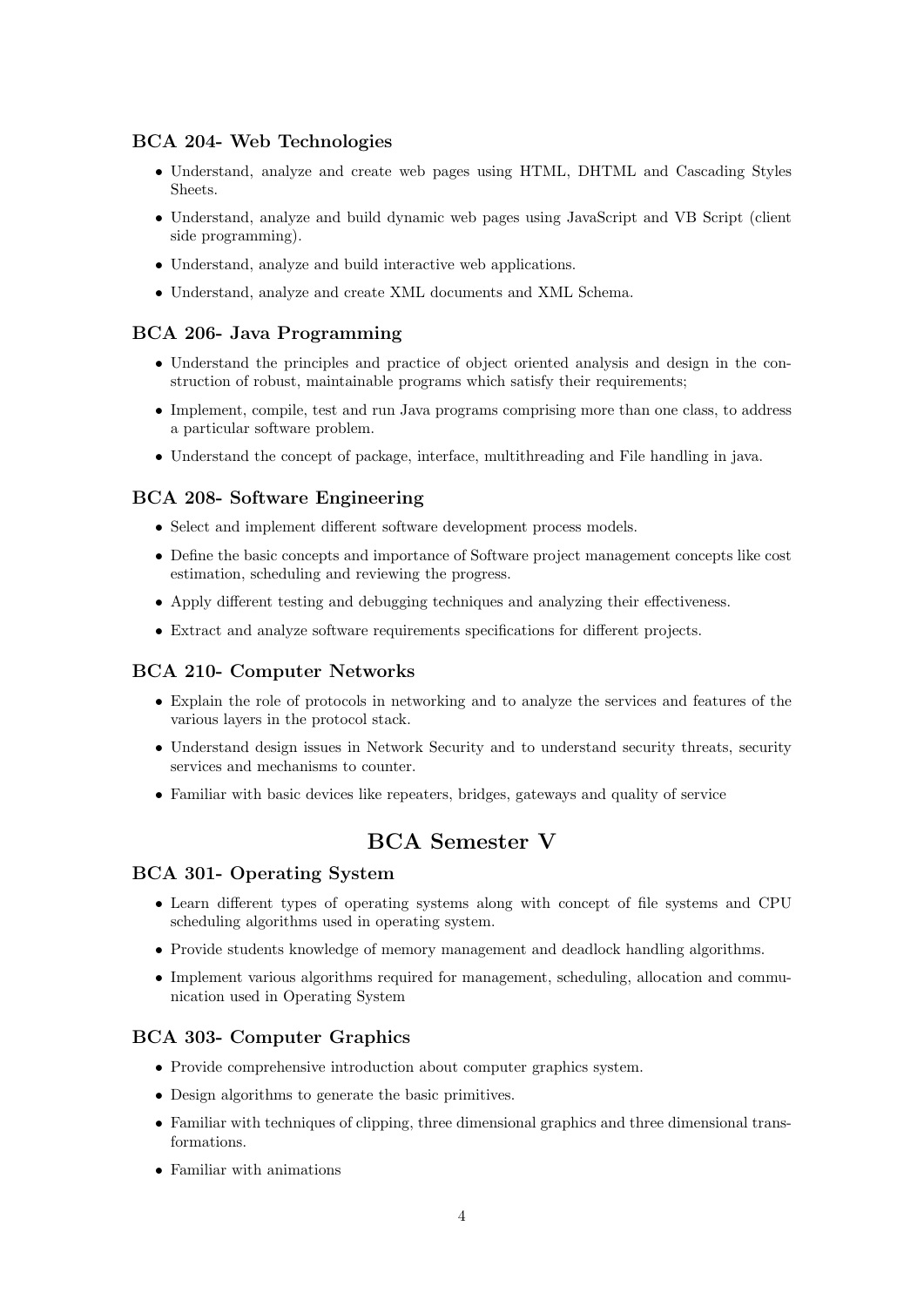### BCA 204- Web Technologies

- Understand, analyze and create web pages using HTML, DHTML and Cascading Styles Sheets.
- Understand, analyze and build dynamic web pages using JavaScript and VB Script (client side programming).
- Understand, analyze and build interactive web applications.
- Understand, analyze and create XML documents and XML Schema.

### BCA 206- Java Programming

- Understand the principles and practice of object oriented analysis and design in the construction of robust, maintainable programs which satisfy their requirements;
- Implement, compile, test and run Java programs comprising more than one class, to address a particular software problem.
- Understand the concept of package, interface, multithreading and File handling in java.

### BCA 208- Software Engineering

- Select and implement different software development process models.
- Define the basic concepts and importance of Software project management concepts like cost estimation, scheduling and reviewing the progress.
- Apply different testing and debugging techniques and analyzing their effectiveness.
- Extract and analyze software requirements specifications for different projects.

### BCA 210- Computer Networks

- Explain the role of protocols in networking and to analyze the services and features of the various layers in the protocol stack.
- Understand design issues in Network Security and to understand security threats, security services and mechanisms to counter.
- Familiar with basic devices like repeaters, bridges, gateways and quality of service

## BCA Semester V

### BCA 301- Operating System

- Learn different types of operating systems along with concept of file systems and CPU scheduling algorithms used in operating system.
- Provide students knowledge of memory management and deadlock handling algorithms.
- Implement various algorithms required for management, scheduling, allocation and communication used in Operating System

### BCA 303- Computer Graphics

- Provide comprehensive introduction about computer graphics system.
- Design algorithms to generate the basic primitives.
- Familiar with techniques of clipping, three dimensional graphics and three dimensional transformations.
- Familiar with animations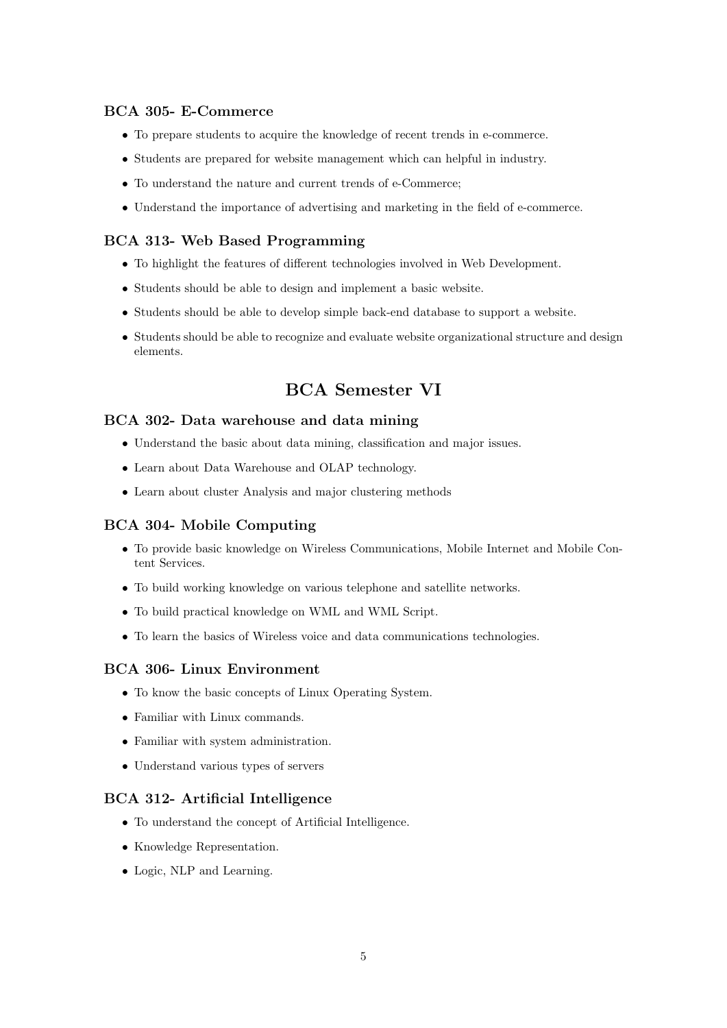### BCA 305- E-Commerce

- To prepare students to acquire the knowledge of recent trends in e-commerce.
- Students are prepared for website management which can helpful in industry.
- To understand the nature and current trends of e-Commerce;
- Understand the importance of advertising and marketing in the field of e-commerce.

### BCA 313- Web Based Programming

- To highlight the features of different technologies involved in Web Development.
- Students should be able to design and implement a basic website.
- Students should be able to develop simple back-end database to support a website.
- Students should be able to recognize and evaluate website organizational structure and design elements.

## BCA Semester VI

### BCA 302- Data warehouse and data mining

- Understand the basic about data mining, classification and major issues.
- Learn about Data Warehouse and OLAP technology.
- Learn about cluster Analysis and major clustering methods

### BCA 304- Mobile Computing

- To provide basic knowledge on Wireless Communications, Mobile Internet and Mobile Content Services.
- To build working knowledge on various telephone and satellite networks.
- To build practical knowledge on WML and WML Script.
- To learn the basics of Wireless voice and data communications technologies.

### BCA 306- Linux Environment

- To know the basic concepts of Linux Operating System.
- Familiar with Linux commands.
- Familiar with system administration.
- Understand various types of servers

### BCA 312- Artificial Intelligence

- To understand the concept of Artificial Intelligence.
- Knowledge Representation.
- Logic, NLP and Learning.